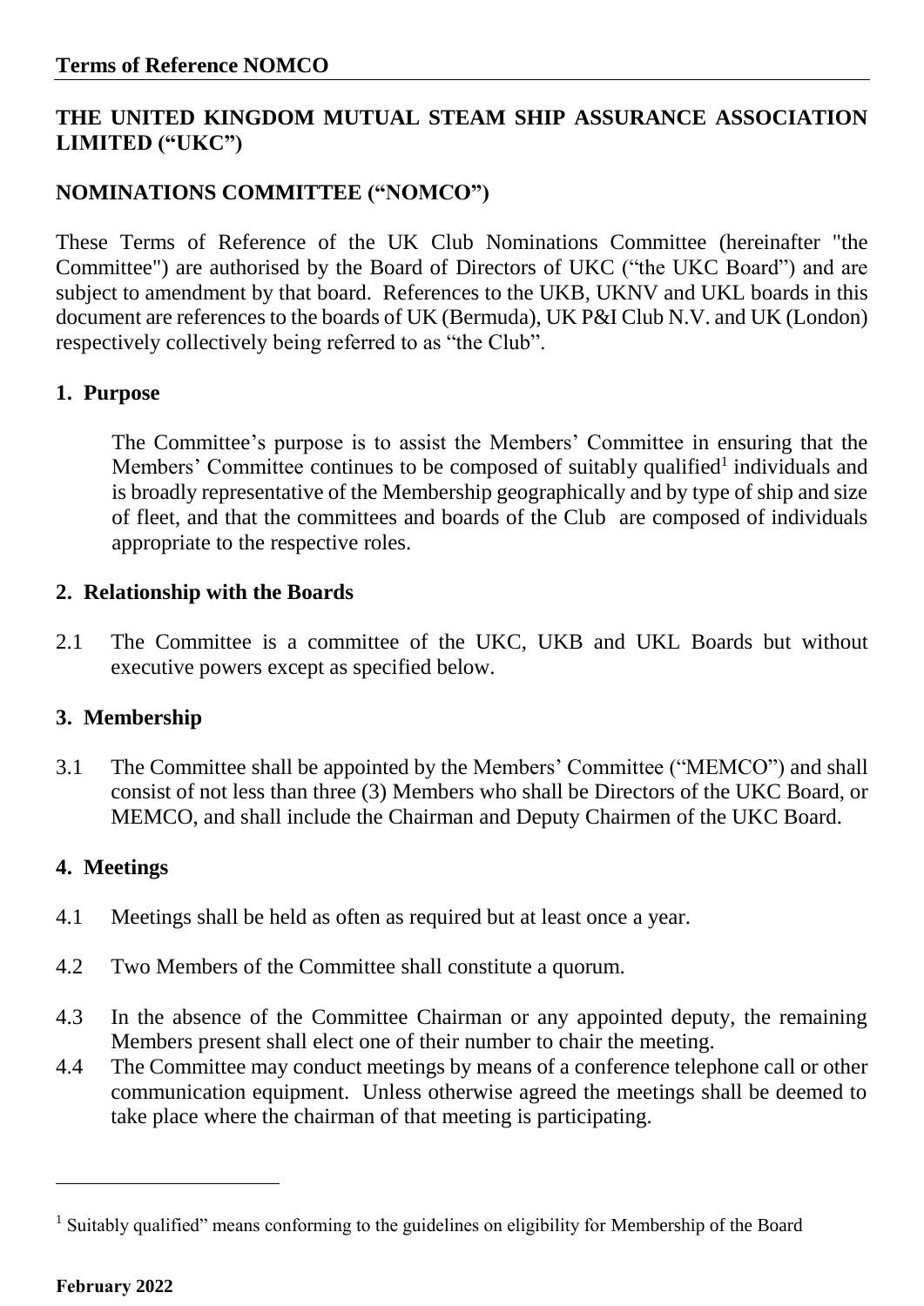**Terms of Reference NOMCO**

# THE UNITED KINGDOM MUTUAL STEAM SHIP ASSURANCE ASSOCIATION LIMITED ("UKC")

## NOMINATIONS COMMITTEE ("NOMCO")

These Terms of Reference of the UK Club Nominations Committee (hereinafter "the Committee") are authorised by the Board of Directors of UKC ("the UKC Board") and are subject to amendment by that board. References to the UKB, UKNV and UKL boards in this document are references to the boards of UK (Bermuda), UK P&I Club N.V. and UK (London) respectively collectively being referred to as "the Club".

### 1. Purpose

The Committee's purpose is to assist the Members' Committee in ensuring that the Members' Committee continues to be composed of suitably qualified[1] individuals and is broadly representative of the Membership geographically and by type of ship and size of fleet, and that the committees and boards of the Club are composed of individuals appropriate to the respective roles.

### 2. Relationship with the Boards

2.1 The Committee is a committee of the UKC, UKB and UKL Boards but without executive powers except as specified below.

### 3. Membership

3.1 The Committee shall be appointed by the Members' Committee ("MEMCO") and shall consist of not less than three (3) Members who shall be Directors of the UKC Board, or MEMCO, and shall include the Chairman and Deputy Chairmen of the UKC Board.

### 4. Meetings

4.1 Meetings shall be held as often as required but at least once a year.

4.2 Two Members of the Committee shall constitute a quorum.

4.3 In the absence of the Committee Chairman or any appointed deputy, the remaining Members present shall elect one of their number to chair the meeting.

4.4 The Committee may conduct meetings by means of a conference telephone call or other communication equipment. Unless otherwise agreed the meetings shall be deemed to take place where the chairman of that meeting is participating.

---

[1] Suitably qualified" means conforming to the guidelines on eligibility for Membership of the Board

**February 2022**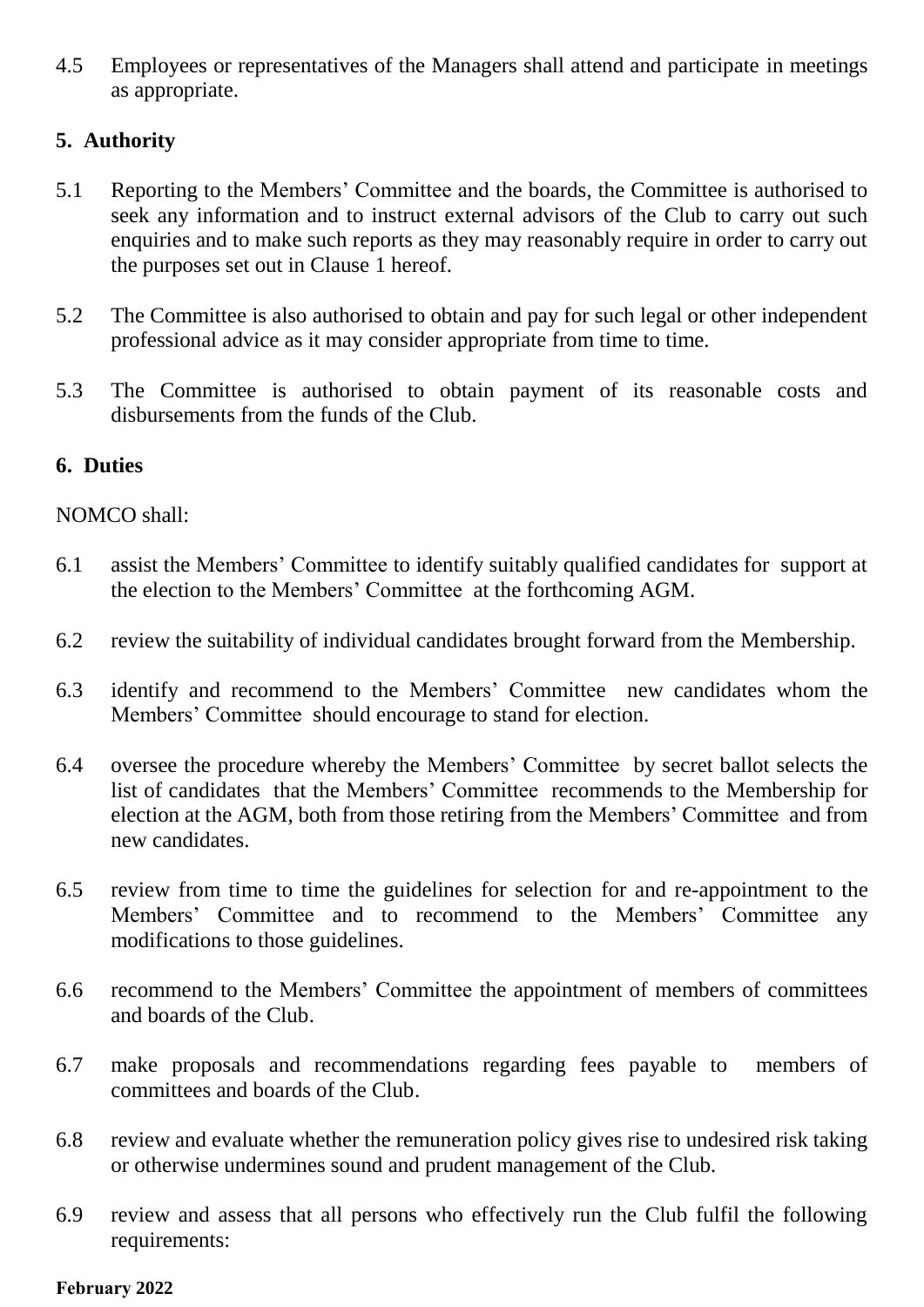4.5 Employees or representatives of the Managers shall attend and participate in meetings as appropriate.

## 5. Authority

5.1 Reporting to the Members' Committee and the boards, the Committee is authorised to seek any information and to instruct external advisors of the Club to carry out such enquiries and to make such reports as they may reasonably require in order to carry out the purposes set out in Clause 1 hereof.

5.2 The Committee is also authorised to obtain and pay for such legal or other independent professional advice as it may consider appropriate from time to time.

5.3 The Committee is authorised to obtain payment of its reasonable costs and disbursements from the funds of the Club.

## 6. Duties

NOMCO shall:

6.1 assist the Members' Committee to identify suitably qualified candidates for support at the election to the Members' Committee at the forthcoming AGM.

6.2 review the suitability of individual candidates brought forward from the Membership.

6.3 identify and recommend to the Members' Committee new candidates whom the Members' Committee should encourage to stand for election.

6.4 oversee the procedure whereby the Members' Committee by secret ballot selects the list of candidates that the Members' Committee recommends to the Membership for election at the AGM, both from those retiring from the Members' Committee and from new candidates.

6.5 review from time to time the guidelines for selection for and re-appointment to the Members' Committee and to recommend to the Members' Committee any modifications to those guidelines.

6.6 recommend to the Members' Committee the appointment of members of committees and boards of the Club.

6.7 make proposals and recommendations regarding fees payable to members of committees and boards of the Club.

6.8 review and evaluate whether the remuneration policy gives rise to undesired risk taking or otherwise undermines sound and prudent management of the Club.

6.9 review and assess that all persons who effectively run the Club fulfil the following requirements: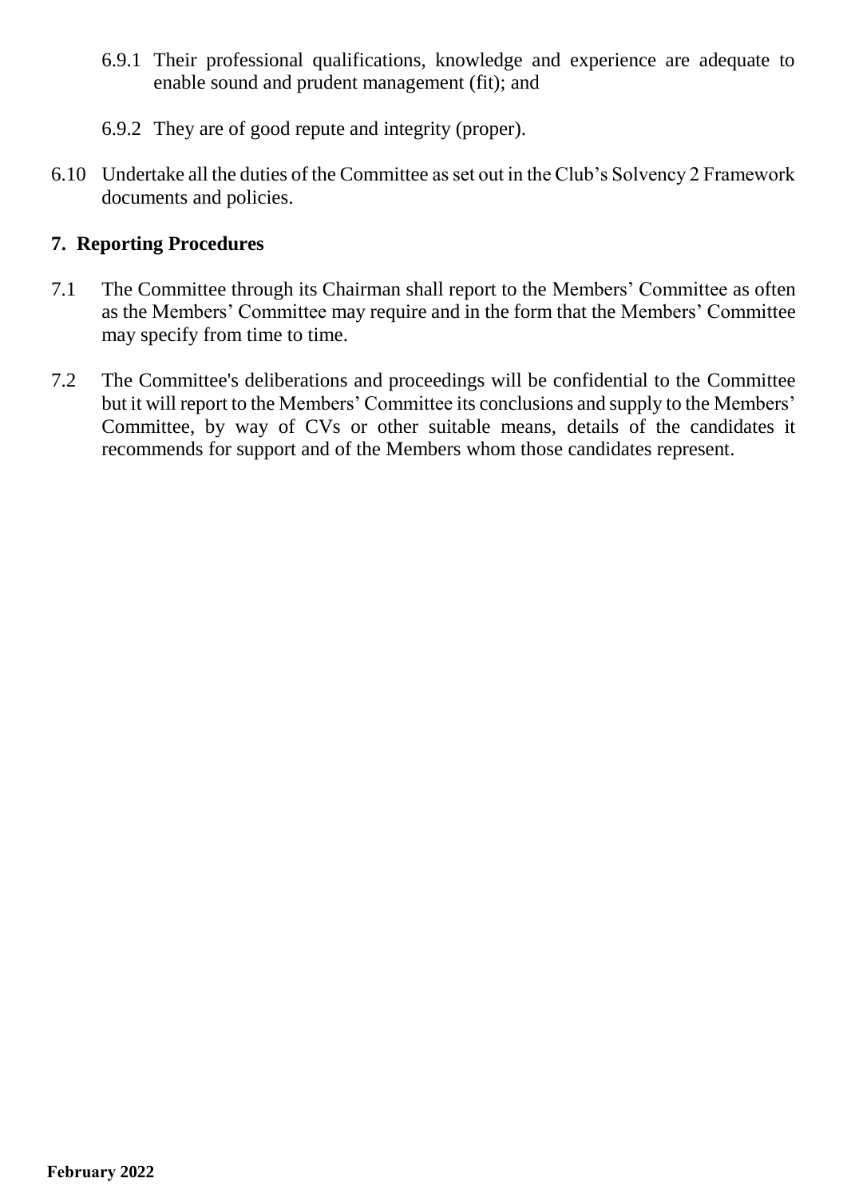6.9.1 Their professional qualifications, knowledge and experience are adequate to enable sound and prudent management (fit); and

6.9.2 They are of good repute and integrity (proper).

6.10 Undertake all the duties of the Committee as set out in the Club's Solvency 2 Framework documents and policies.

## 7. Reporting Procedures

7.1 The Committee through its Chairman shall report to the Members' Committee as often as the Members' Committee may require and in the form that the Members' Committee may specify from time to time.

7.2 The Committee's deliberations and proceedings will be confidential to the Committee but it will report to the Members' Committee its conclusions and supply to the Members' Committee, by way of CVs or other suitable means, details of the candidates it recommends for support and of the Members whom those candidates represent.

**February 2022**